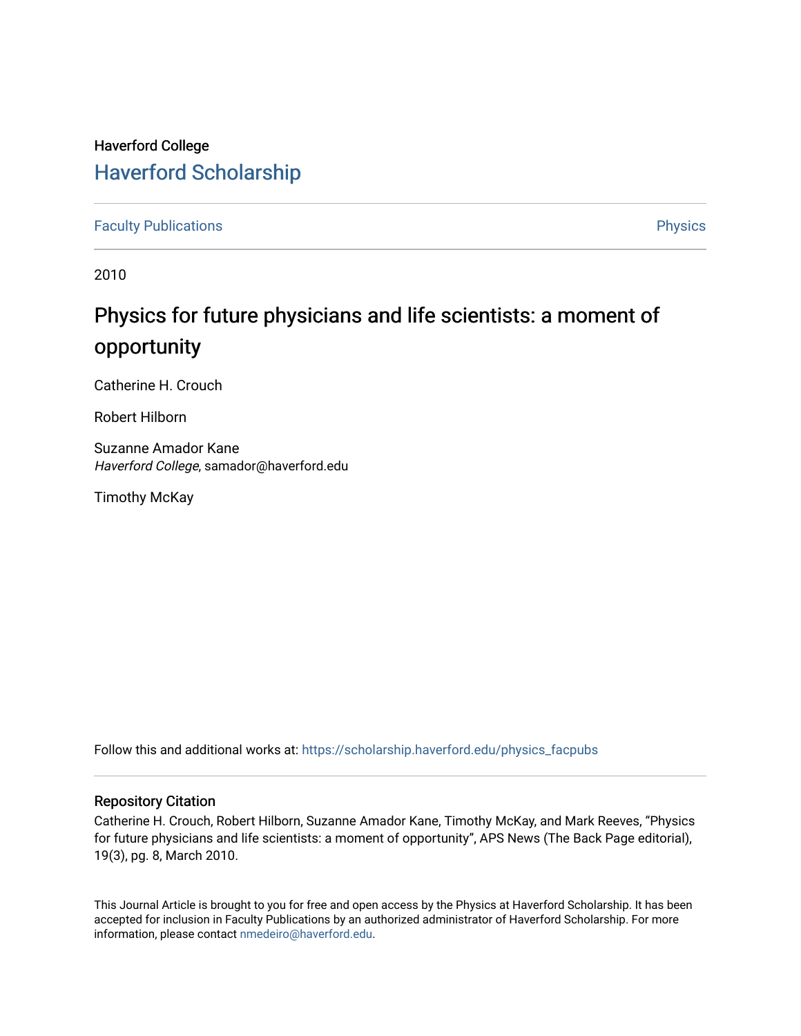Haverford College

# Haverford Scholarship

Faculty Publications

Physics

2010

## Physics for future physicians and life scientists: a moment of opportunity

Catherine H. Crouch

Robert Hilborn

Suzanne Amador Kane
*Haverford College*, samador@haverford.edu

Timothy McKay

Follow this and additional works at: https://scholarship.haverford.edu/physics_facpubs

### Repository Citation

Catherine H. Crouch, Robert Hilborn, Suzanne Amador Kane, Timothy McKay, and Mark Reeves, "Physics for future physicians and life scientists: a moment of opportunity", APS News (The Back Page editorial), 19(3), pg. 8, March 2010.

This Journal Article is brought to you for free and open access by the Physics at Haverford Scholarship. It has been accepted for inclusion in Faculty Publications by an authorized administrator of Haverford Scholarship. For more information, please contact nmedeiro@haverford.edu.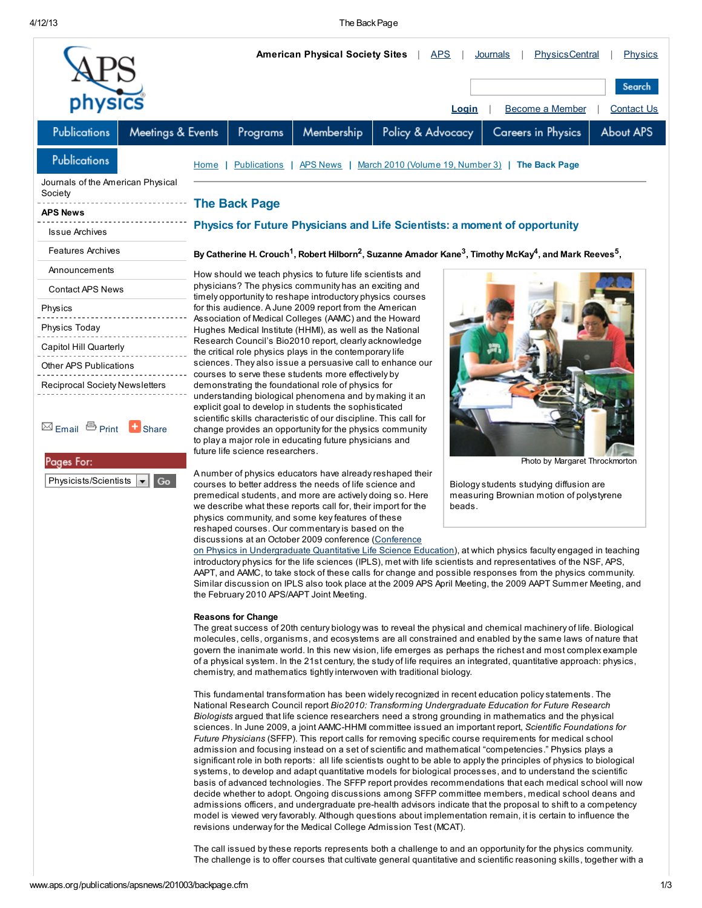# The Back Page

## Physics for Future Physicians and Life Scientists: a moment of opportunity

**By Catherine H. Crouch[1], Robert Hilborn[2], Suzanne Amador Kane[3], Timothy McKay[4], and Mark Reeves[5],**

How should we teach physics to future life scientists and physicians? The physics community has an exciting and timely opportunity to reshape introductory physics courses for this audience. A June 2009 report from the American Association of Medical Colleges (AAMC) and the Howard Hughes Medical Institute (HHMI), as well as the National Research Council's Bio2010 report, clearly acknowledge the critical role physics plays in the contemporary life sciences. They also issue a persuasive call to enhance our courses to serve these students more effectively by demonstrating the foundational role of physics for understanding biological phenomena and by making it an explicit goal to develop in students the sophisticated scientific skills characteristic of our discipline. This call for change provides an opportunity for the physics community to play a major role in educating future physicians and future life science researchers.

Photo by Margaret Throckmorton

Biology students studying diffusion are measuring Brownian motion of polystyrene beads.

A number of physics educators have already reshaped their courses to better address the needs of life science and premedical students, and more are actively doing so. Here we describe what these reports call for, their import for the physics community, and some key features of these reshaped courses. Our commentary is based on the discussions at an October 2009 conference (Conference on Physics in Undergraduate Quantitative Life Science Education), at which physics faculty engaged in teaching introductory physics for the life sciences (IPLS), met with life scientists and representatives of the NSF, APS, AAPT, and AAMC, to take stock of these calls for change and possible responses from the physics community. Similar discussion on IPLS also took place at the 2009 APS April Meeting, the 2009 AAPT Summer Meeting, and the February 2010 APS/AAPT Joint Meeting.

**Reasons for Change**

The great success of 20th century biology was to reveal the physical and chemical machinery of life. Biological molecules, cells, organisms, and ecosystems are all constrained and enabled by the same laws of nature that govern the inanimate world. In this new vision, life emerges as perhaps the richest and most complex example of a physical system. In the 21st century, the study of life requires an integrated, quantitative approach: physics, chemistry, and mathematics tightly interwoven with traditional biology.

This fundamental transformation has been widely recognized in recent education policy statements. The National Research Council report *Bio2010: Transforming Undergraduate Education for Future Research Biologists* argued that life science researchers need a strong grounding in mathematics and the physical sciences. In June 2009, a joint AAMC-HHMI committee issued an important report, *Scientific Foundations for Future Physicians* (SFFP). This report calls for removing specific course requirements for medical school admission and focusing instead on a set of scientific and mathematical "competencies." Physics plays a significant role in both reports: all life scientists ought to be able to apply the principles of physics to biological systems, to develop and adapt quantitative models for biological processes, and to understand the scientific basis of advanced technologies. The SFFP report provides recommendations that each medical school will now decide whether to adopt. Ongoing discussions among SFFP committee members, medical school deans and admissions officers, and undergraduate pre-health advisors indicate that the proposal to shift to a competency model is viewed very favorably. Although questions about implementation remain, it is certain to influence the revisions underway for the Medical College Admission Test (MCAT).

The call issued by these reports represents both a challenge to and an opportunity for the physics community. The challenge is to offer courses that cultivate general quantitative and scientific reasoning skills, together with a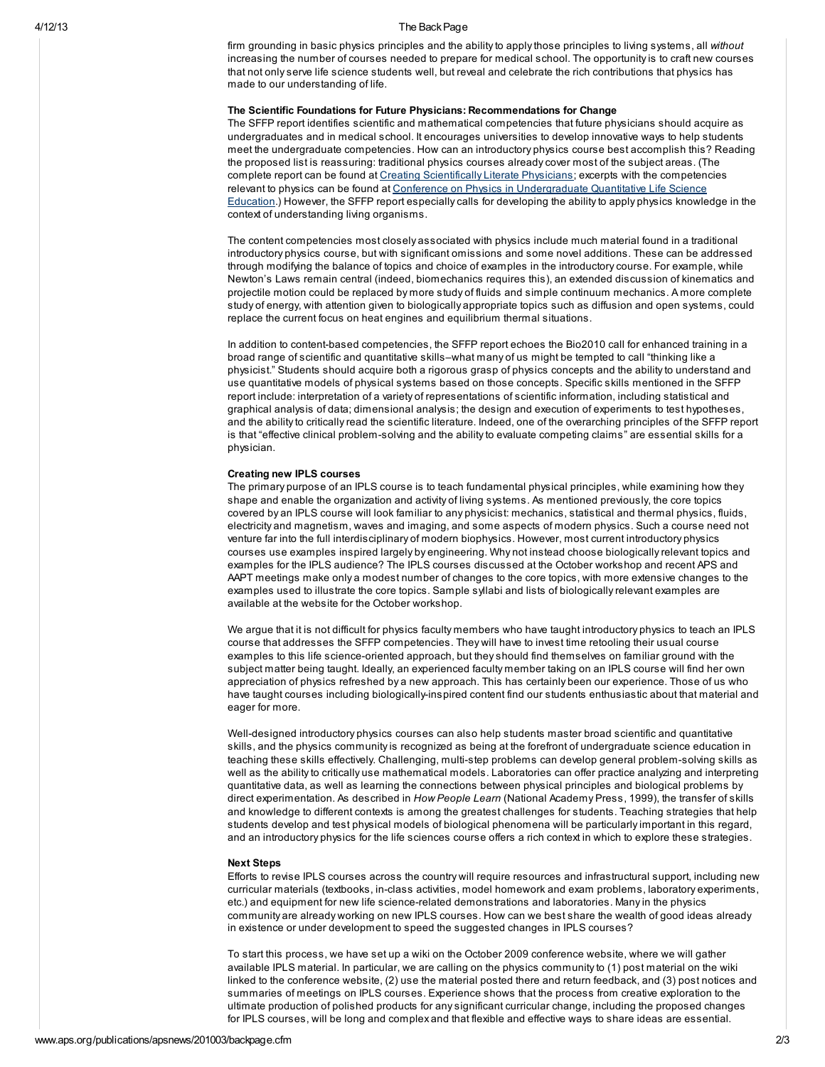firm grounding in basic physics principles and the ability to apply those principles to living systems, all *without* increasing the number of courses needed to prepare for medical school. The opportunity is to craft new courses that not only serve life science students well, but reveal and celebrate the rich contributions that physics has made to our understanding of life.

**The Scientific Foundations for Future Physicians: Recommendations for Change**

The SFFP report identifies scientific and mathematical competencies that future physicians should acquire as undergraduates and in medical school. It encourages universities to develop innovative ways to help students meet the undergraduate competencies. How can an introductory physics course best accomplish this? Reading the proposed list is reassuring: traditional physics courses already cover most of the subject areas. (The complete report can be found at Creating Scientifically Literate Physicians; excerpts with the competencies relevant to physics can be found at Conference on Physics in Undergraduate Quantitative Life Science Education.) However, the SFFP report especially calls for developing the ability to apply physics knowledge in the context of understanding living organisms.

The content competencies most closely associated with physics include much material found in a traditional introductory physics course, but with significant omissions and some novel additions. These can be addressed through modifying the balance of topics and choice of examples in the introductory course. For example, while Newton's Laws remain central (indeed, biomechanics requires this), an extended discussion of kinematics and projectile motion could be replaced by more study of fluids and simple continuum mechanics. A more complete study of energy, with attention given to biologically appropriate topics such as diffusion and open systems, could replace the current focus on heat engines and equilibrium thermal situations.

In addition to content-based competencies, the SFFP report echoes the Bio2010 call for enhanced training in a broad range of scientific and quantitative skills–what many of us might be tempted to call "thinking like a physicist." Students should acquire both a rigorous grasp of physics concepts and the ability to understand and use quantitative models of physical systems based on those concepts. Specific skills mentioned in the SFFP report include: interpretation of a variety of representations of scientific information, including statistical and graphical analysis of data; dimensional analysis; the design and execution of experiments to test hypotheses, and the ability to critically read the scientific literature. Indeed, one of the overarching principles of the SFFP report is that "effective clinical problem-solving and the ability to evaluate competing claims" are essential skills for a physician.

**Creating new IPLS courses**

The primary purpose of an IPLS course is to teach fundamental physical principles, while examining how they shape and enable the organization and activity of living systems. As mentioned previously, the core topics covered by an IPLS course will look familiar to any physicist: mechanics, statistical and thermal physics, fluids, electricity and magnetism, waves and imaging, and some aspects of modern physics. Such a course need not venture far into the full interdisciplinary of modern biophysics. However, most current introductory physics courses use examples inspired largely by engineering. Why not instead choose biologically relevant topics and examples for the IPLS audience? The IPLS courses discussed at the October workshop and recent APS and AAPT meetings make only a modest number of changes to the core topics, with more extensive changes to the examples used to illustrate the core topics. Sample syllabi and lists of biologically relevant examples are available at the website for the October workshop.

We argue that it is not difficult for physics faculty members who have taught introductory physics to teach an IPLS course that addresses the SFFP competencies. They will have to invest time retooling their usual course examples to this life science-oriented approach, but they should find themselves on familiar ground with the subject matter being taught. Ideally, an experienced faculty member taking on an IPLS course will find her own appreciation of physics refreshed by a new approach. This has certainly been our experience. Those of us who have taught courses including biologically-inspired content find our students enthusiastic about that material and eager for more.

Well-designed introductory physics courses can also help students master broad scientific and quantitative skills, and the physics community is recognized as being at the forefront of undergraduate science education in teaching these skills effectively. Challenging, multi-step problems can develop general problem-solving skills as well as the ability to critically use mathematical models. Laboratories can offer practice analyzing and interpreting quantitative data, as well as learning the connections between physical principles and biological problems by direct experimentation. As described in *How People Learn* (National Academy Press, 1999), the transfer of skills and knowledge to different contexts is among the greatest challenges for students. Teaching strategies that help students develop and test physical models of biological phenomena will be particularly important in this regard, and an introductory physics for the life sciences course offers a rich context in which to explore these strategies.

**Next Steps**

Efforts to revise IPLS courses across the country will require resources and infrastructural support, including new curricular materials (textbooks, in-class activities, model homework and exam problems, laboratory experiments, etc.) and equipment for new life science-related demonstrations and laboratories. Many in the physics community are already working on new IPLS courses. How can we best share the wealth of good ideas already in existence or under development to speed the suggested changes in IPLS courses?

To start this process, we have set up a wiki on the October 2009 conference website, where we will gather available IPLS material. In particular, we are calling on the physics community to (1) post material on the wiki linked to the conference website, (2) use the material posted there and return feedback, and (3) post notices and summaries of meetings on IPLS courses. Experience shows that the process from creative exploration to the ultimate production of polished products for any significant curricular change, including the proposed changes for IPLS courses, will be long and complex and that flexible and effective ways to share ideas are essential.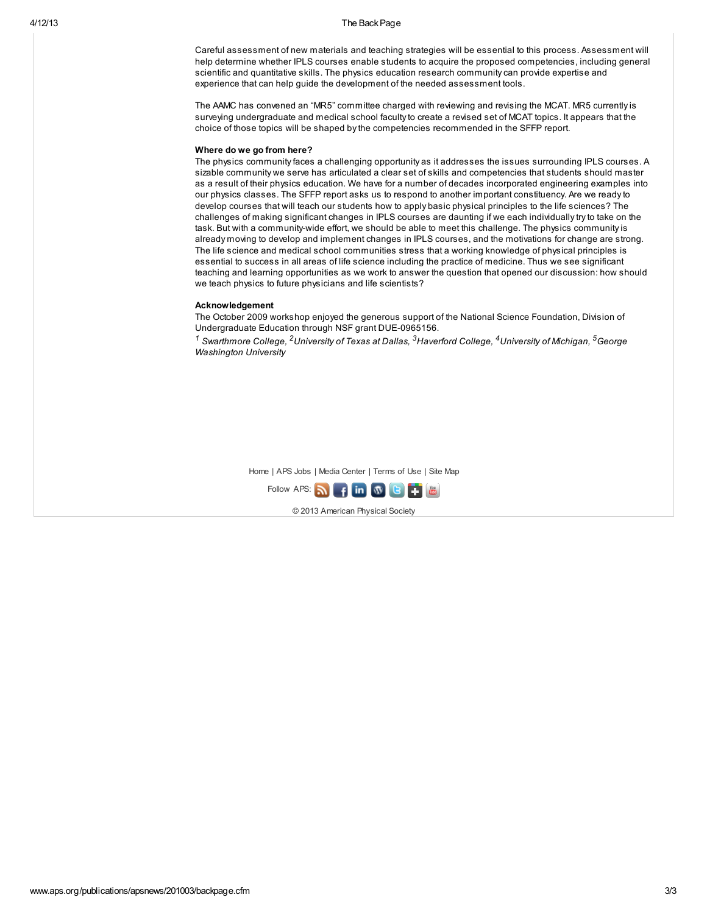Careful assessment of new materials and teaching strategies will be essential to this process. Assessment will help determine whether IPLS courses enable students to acquire the proposed competencies, including general scientific and quantitative skills. The physics education research community can provide expertise and experience that can help guide the development of the needed assessment tools.

The AAMC has convened an "MR5" committee charged with reviewing and revising the MCAT. MR5 currently is surveying undergraduate and medical school faculty to create a revised set of MCAT topics. It appears that the choice of those topics will be shaped by the competencies recommended in the SFFP report.

**Where do we go from here?**

The physics community faces a challenging opportunity as it addresses the issues surrounding IPLS courses. A sizable community we serve has articulated a clear set of skills and competencies that students should master as a result of their physics education. We have for a number of decades incorporated engineering examples into our physics classes. The SFFP report asks us to respond to another important constituency. Are we ready to develop courses that will teach our students how to apply basic physical principles to the life sciences? The challenges of making significant changes in IPLS courses are daunting if we each individually try to take on the task. But with a community-wide effort, we should be able to meet this challenge. The physics community is already moving to develop and implement changes in IPLS courses, and the motivations for change are strong. The life science and medical school communities stress that a working knowledge of physical principles is essential to success in all areas of life science including the practice of medicine. Thus we see significant teaching and learning opportunities as we work to answer the question that opened our discussion: how should we teach physics to future physicians and life scientists?

**Acknowledgement**

The October 2009 workshop enjoyed the generous support of the National Science Foundation, Division of Undergraduate Education through NSF grant DUE-0965156.

*[1] Swarthmore College, [2]University of Texas at Dallas, [3]Haverford College, [4]University of Michigan, [5]George Washington University*

Home | APS Jobs | Media Center | Terms of Use | Site Map

Follow APS:

© 2013 American Physical Society